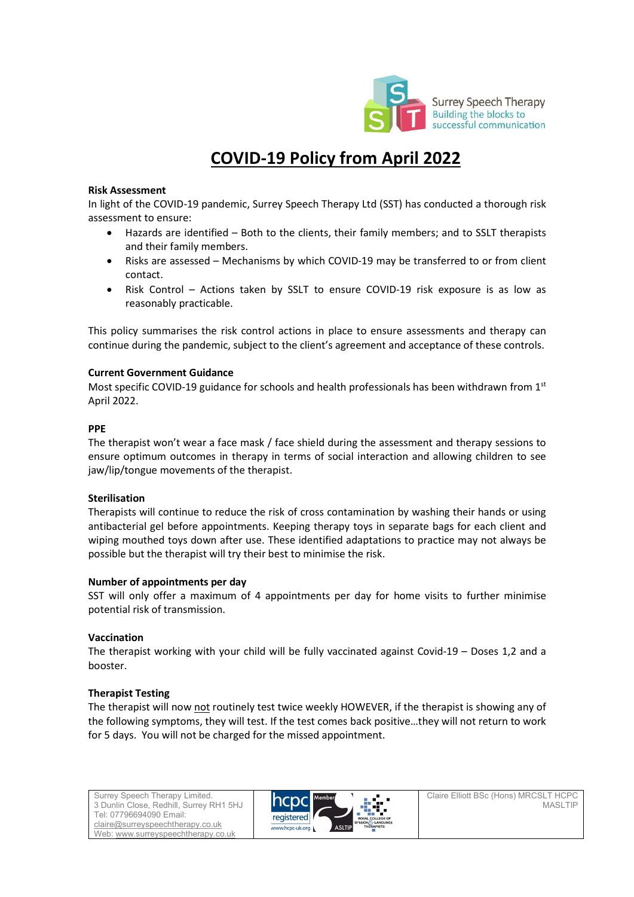Surrey Speech Therapy
Building the blocks to successful communication

# COVID-19 Policy from April 2022

**Risk Assessment**

In light of the COVID-19 pandemic, Surrey Speech Therapy Ltd (SST) has conducted a thorough risk assessment to ensure:

- Hazards are identified – Both to the clients, their family members; and to SSLT therapists and their family members.
- Risks are assessed – Mechanisms by which COVID-19 may be transferred to or from client contact.
- Risk Control – Actions taken by SSLT to ensure COVID-19 risk exposure is as low as reasonably practicable.

This policy summarises the risk control actions in place to ensure assessments and therapy can continue during the pandemic, subject to the client's agreement and acceptance of these controls.

**Current Government Guidance**

Most specific COVID-19 guidance for schools and health professionals has been withdrawn from 1st April 2022.

**PPE**

The therapist won't wear a face mask / face shield during the assessment and therapy sessions to ensure optimum outcomes in therapy in terms of social interaction and allowing children to see jaw/lip/tongue movements of the therapist.

**Sterilisation**

Therapists will continue to reduce the risk of cross contamination by washing their hands or using antibacterial gel before appointments. Keeping therapy toys in separate bags for each client and wiping mouthed toys down after use. These identified adaptations to practice may not always be possible but the therapist will try their best to minimise the risk.

**Number of appointments per day**

SST will only offer a maximum of 4 appointments per day for home visits to further minimise potential risk of transmission.

**Vaccination**

The therapist working with your child will be fully vaccinated against Covid-19 – Doses 1,2 and a booster.

**Therapist Testing**

The therapist will now not routinely test twice weekly HOWEVER, if the therapist is showing any of the following symptoms, they will test. If the test comes back positive…they will not return to work for 5 days. You will not be charged for the missed appointment.

Surrey Speech Therapy Limited.
3 Dunlin Close, Redhill, Surrey RH1 5HJ
Tel: 07796694090 Email: claire@surreyspeechtherapy.co.uk
Web: www.surreyspeechtherapy.co.uk

Claire Elliott BSc (Hons) MRCSLT HCPC MASLTIP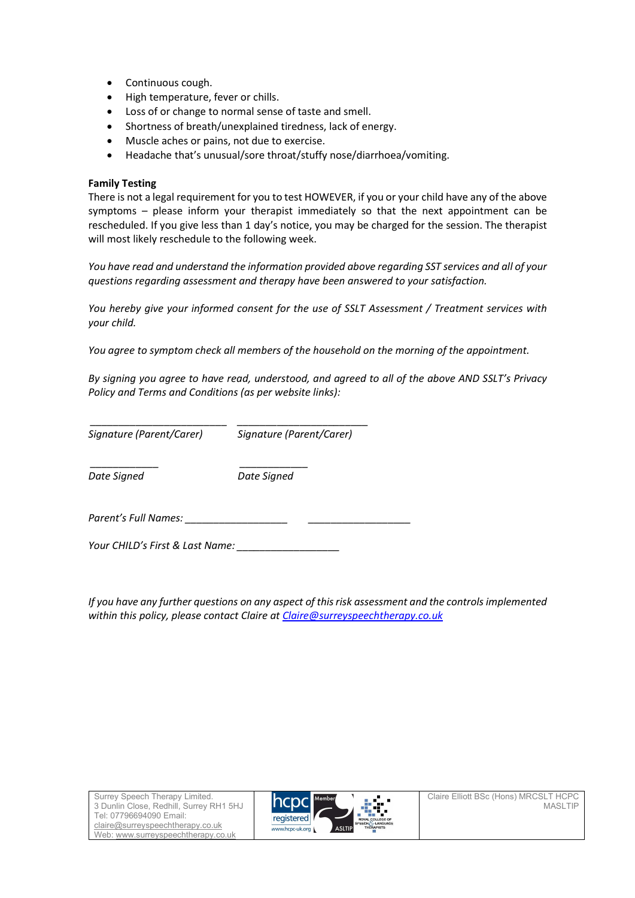- Continuous cough.
- High temperature, fever or chills.
- Loss of or change to normal sense of taste and smell.
- Shortness of breath/unexplained tiredness, lack of energy.
- Muscle aches or pains, not due to exercise.
- Headache that's unusual/sore throat/stuffy nose/diarrhoea/vomiting.

**Family Testing**

There is not a legal requirement for you to test HOWEVER, if you or your child have any of the above symptoms – please inform your therapist immediately so that the next appointment can be rescheduled. If you give less than 1 day's notice, you may be charged for the session. The therapist will most likely reschedule to the following week.

*You have read and understand the information provided above regarding SST services and all of your questions regarding assessment and therapy have been answered to your satisfaction.*

*You hereby give your informed consent for the use of SSLT Assessment / Treatment services with your child.*

*You agree to symptom check all members of the household on the morning of the appointment.*

*By signing you agree to have read, understood, and agreed to all of the above AND SSLT's Privacy Policy and Terms and Conditions (as per website links):*

_________________________ _________________________

*Signature (Parent/Carer)* *Signature (Parent/Carer)*

____________ ____________

*Date Signed* *Date Signed*

*Parent's Full Names:* __________________ __________________

*Your CHILD's First & Last Name:* __________________

*If you have any further questions on any aspect of this risk assessment and the controls implemented within this policy, please contact Claire at* [*Claire@surreyspeechtherapy.co.uk*](mailto:Claire@surreyspeechtherapy.co.uk)